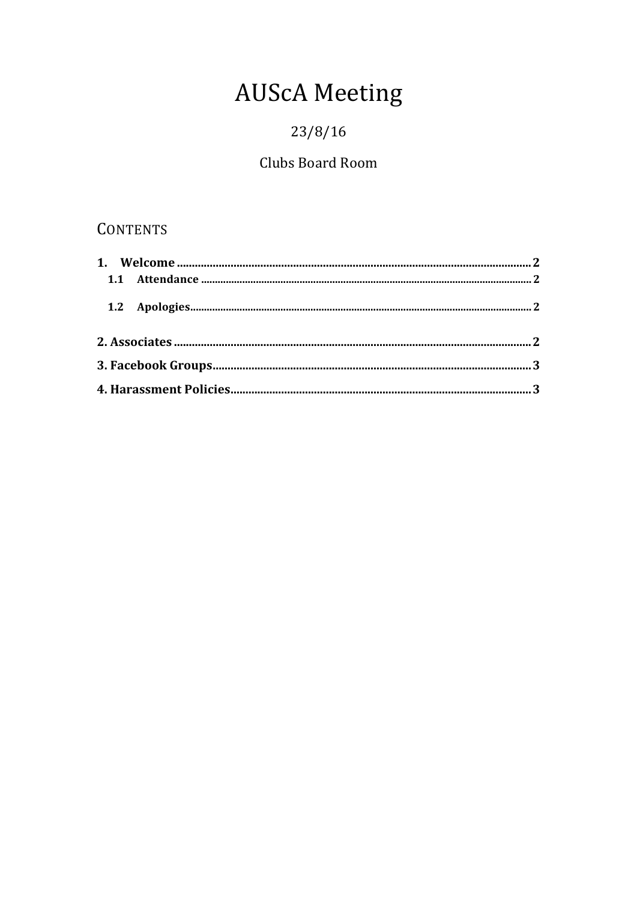# AUScA Meeting

23/8/16

Clubs Board Room

## CONTENTS

**1. Welcome** .......... 2

- **1.1 Attendance** .......... 2
- **1.2 Apologies** .......... 2

**2. Associates** .......... 2

**3. Facebook Groups** .......... 3

**4. Harassment Policies** .......... 3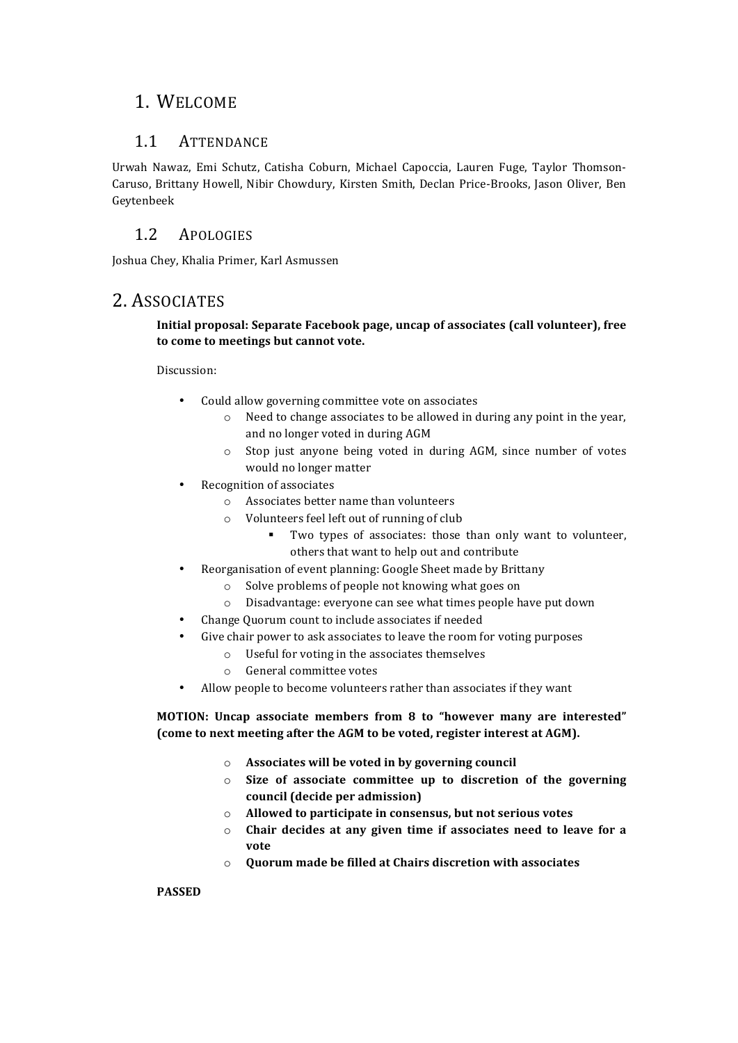# 1. WELCOME

## 1.1 ATTENDANCE

Urwah Nawaz, Emi Schutz, Catisha Coburn, Michael Capoccia, Lauren Fuge, Taylor Thomson-Caruso, Brittany Howell, Nibir Chowdury, Kirsten Smith, Declan Price-Brooks, Jason Oliver, Ben Geytenbeek

## 1.2 APOLOGIES

Joshua Chey, Khalia Primer, Karl Asmussen

# 2. ASSOCIATES

**Initial proposal: Separate Facebook page, uncap of associates (call volunteer), free to come to meetings but cannot vote.**

Discussion:

- Could allow governing committee vote on associates
  - Need to change associates to be allowed in during any point in the year, and no longer voted in during AGM
  - Stop just anyone being voted in during AGM, since number of votes would no longer matter
- Recognition of associates
  - Associates better name than volunteers
  - Volunteers feel left out of running of club
    - Two types of associates: those than only want to volunteer, others that want to help out and contribute
- Reorganisation of event planning: Google Sheet made by Brittany
  - Solve problems of people not knowing what goes on
  - Disadvantage: everyone can see what times people have put down
- Change Quorum count to include associates if needed
- Give chair power to ask associates to leave the room for voting purposes
  - Useful for voting in the associates themselves
  - General committee votes
- Allow people to become volunteers rather than associates if they want

**MOTION: Uncap associate members from 8 to "however many are interested" (come to next meeting after the AGM to be voted, register interest at AGM).**

- **Associates will be voted in by governing council**
- **Size of associate committee up to discretion of the governing council (decide per admission)**
- **Allowed to participate in consensus, but not serious votes**
- **Chair decides at any given time if associates need to leave for a vote**
- **Quorum made be filled at Chairs discretion with associates**

**PASSED**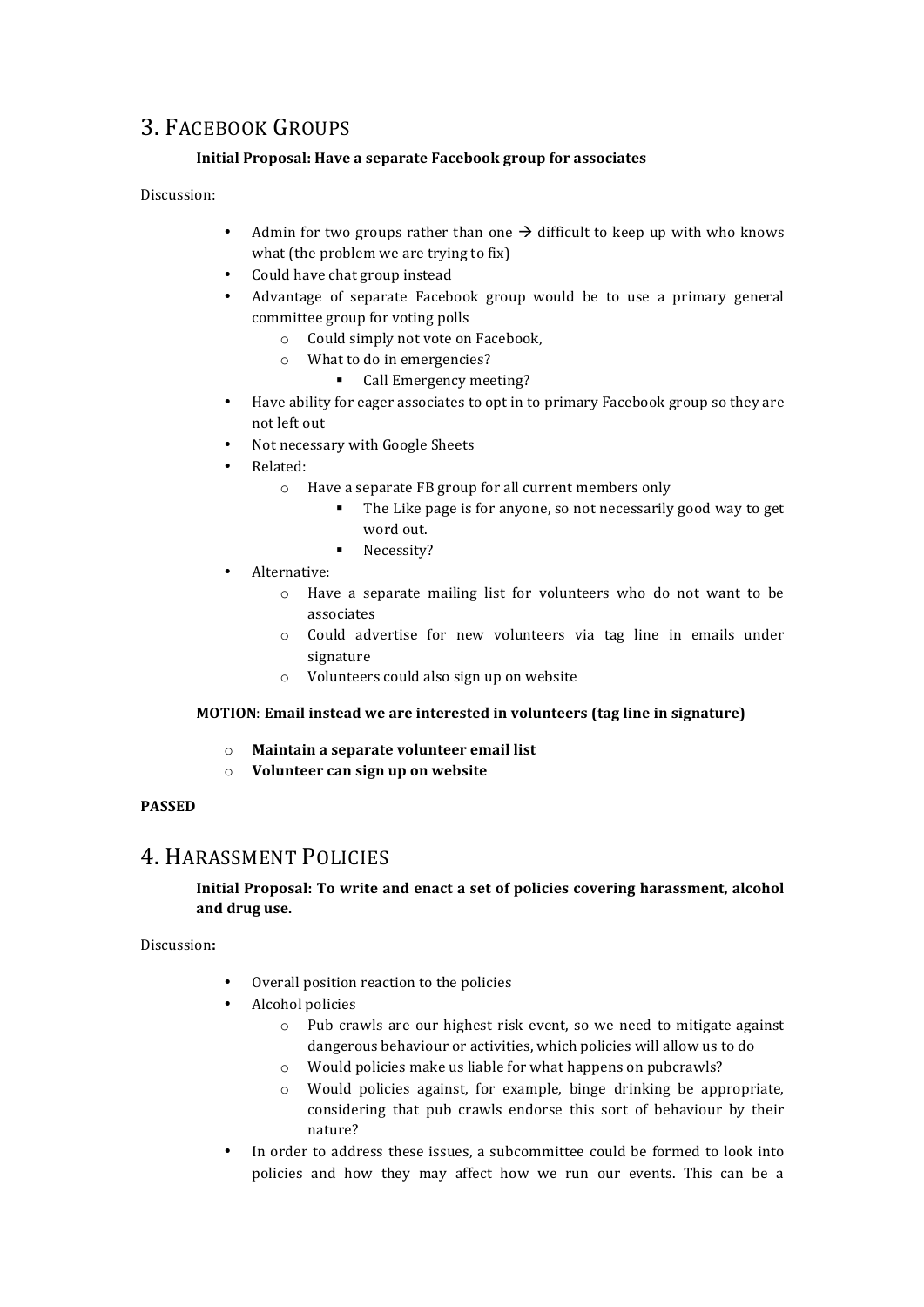## 3. FACEBOOK GROUPS

**Initial Proposal: Have a separate Facebook group for associates**

Discussion:

- Admin for two groups rather than one → difficult to keep up with who knows what (the problem we are trying to fix)
- Could have chat group instead
- Advantage of separate Facebook group would be to use a primary general committee group for voting polls
    - Could simply not vote on Facebook,
    - What to do in emergencies?
        - Call Emergency meeting?
- Have ability for eager associates to opt in to primary Facebook group so they are not left out
- Not necessary with Google Sheets
- Related:
    - Have a separate FB group for all current members only
        - The Like page is for anyone, so not necessarily good way to get word out.
        - Necessity?
- Alternative:
    - Have a separate mailing list for volunteers who do not want to be associates
    - Could advertise for new volunteers via tag line in emails under signature
    - Volunteers could also sign up on website

**MOTION**: **Email instead we are interested in volunteers (tag line in signature)**

- **Maintain a separate volunteer email list**
- **Volunteer can sign up on website**

**PASSED**

## 4. HARASSMENT POLICIES

**Initial Proposal: To write and enact a set of policies covering harassment, alcohol and drug use.**

Discussion**:**

- Overall position reaction to the policies
- Alcohol policies
    - Pub crawls are our highest risk event, so we need to mitigate against dangerous behaviour or activities, which policies will allow us to do
    - Would policies make us liable for what happens on pubcrawls?
    - Would policies against, for example, binge drinking be appropriate, considering that pub crawls endorse this sort of behaviour by their nature?
- In order to address these issues, a subcommittee could be formed to look into policies and how they may affect how we run our events. This can be a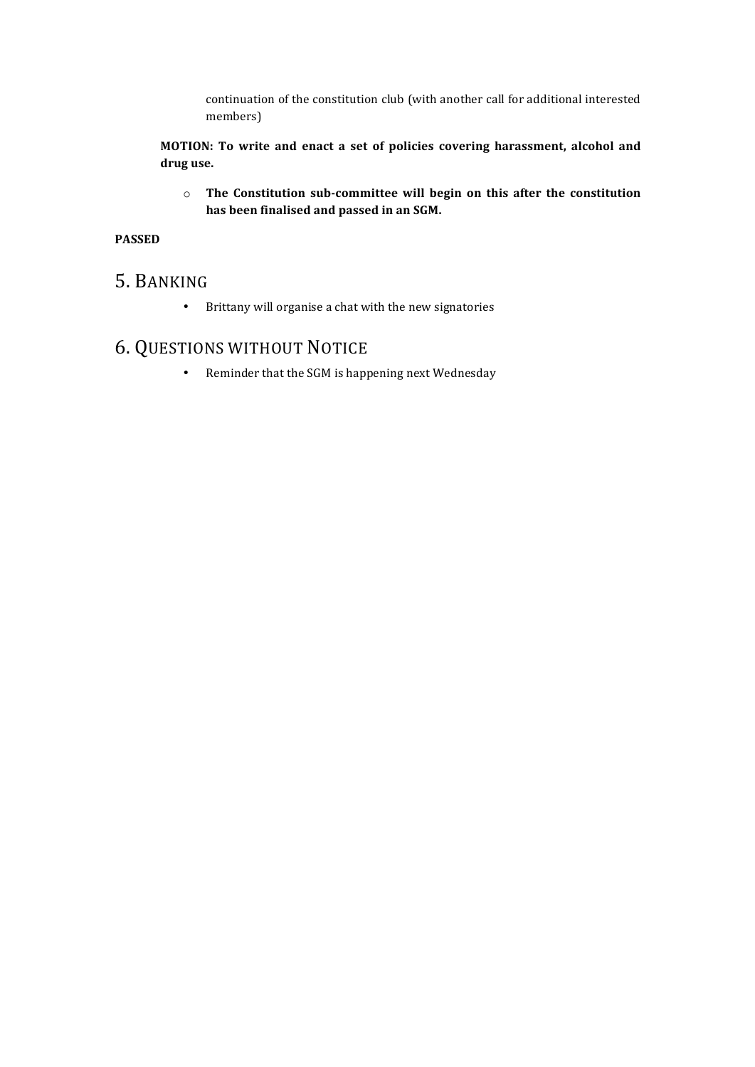continuation of the constitution club (with another call for additional interested members)

**MOTION: To write and enact a set of policies covering harassment, alcohol and drug use.**

- **The Constitution sub-committee will begin on this after the constitution has been finalised and passed in an SGM.**

**PASSED**

## 5. Banking

- Brittany will organise a chat with the new signatories

## 6. Questions without Notice

- Reminder that the SGM is happening next Wednesday